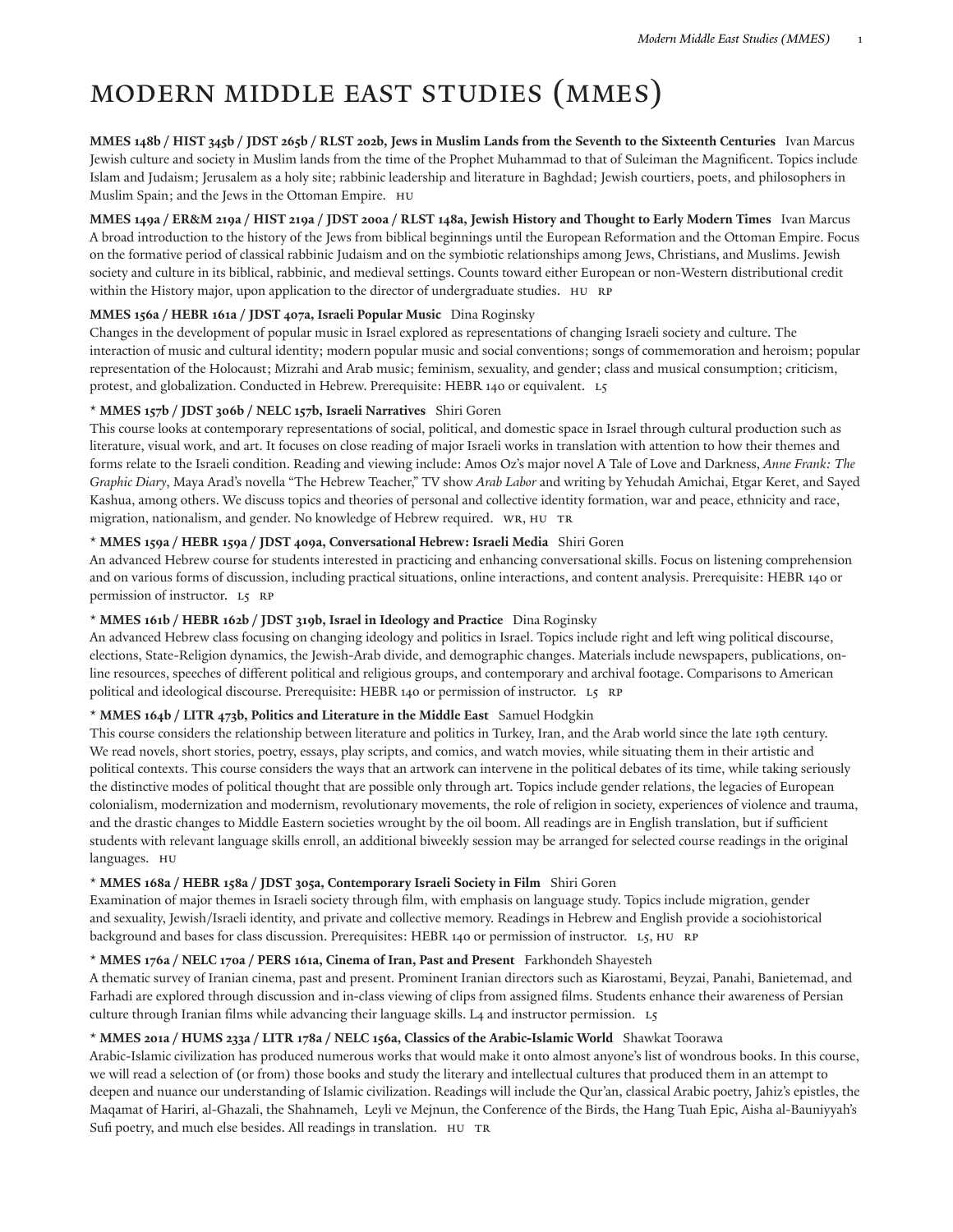# MODERN MIDDLE EAST STUDIES (MMES)

**MMES 148b / HIST 345b / JDST 265b / RLST 202b, Jews in Muslim Lands from the Seventh to the Sixteenth Centuries** Ivan Marcus
Jewish culture and society in Muslim lands from the time of the Prophet Muhammad to that of Suleiman the Magnificent. Topics include Islam and Judaism; Jerusalem as a holy site; rabbinic leadership and literature in Baghdad; Jewish courtiers, poets, and philosophers in Muslim Spain; and the Jews in the Ottoman Empire. HU

**MMES 149a / ER&M 219a / HIST 219a / JDST 200a / RLST 148a, Jewish History and Thought to Early Modern Times** Ivan Marcus
A broad introduction to the history of the Jews from biblical beginnings until the European Reformation and the Ottoman Empire. Focus on the formative period of classical rabbinic Judaism and on the symbiotic relationships among Jews, Christians, and Muslims. Jewish society and culture in its biblical, rabbinic, and medieval settings. Counts toward either European or non-Western distributional credit within the History major, upon application to the director of undergraduate studies. HU RP

**MMES 156a / HEBR 161a / JDST 407a, Israeli Popular Music** Dina Roginsky
Changes in the development of popular music in Israel explored as representations of changing Israeli society and culture. The interaction of music and cultural identity; modern popular music and social conventions; songs of commemoration and heroism; popular representation of the Holocaust; Mizrahi and Arab music; feminism, sexuality, and gender; class and musical consumption; criticism, protest, and globalization. Conducted in Hebrew. Prerequisite: HEBR 140 or equivalent. L5

\* **MMES 157b / JDST 306b / NELC 157b, Israeli Narratives** Shiri Goren
This course looks at contemporary representations of social, political, and domestic space in Israel through cultural production such as literature, visual work, and art. It focuses on close reading of major Israeli works in translation with attention to how their themes and forms relate to the Israeli condition. Reading and viewing include: Amos Oz's major novel A Tale of Love and Darkness, *Anne Frank: The Graphic Diary*, Maya Arad's novella "The Hebrew Teacher," TV show *Arab Labor* and writing by Yehudah Amichai, Etgar Keret, and Sayed Kashua, among others. We discuss topics and theories of personal and collective identity formation, war and peace, ethnicity and race, migration, nationalism, and gender. No knowledge of Hebrew required. WR, HU TR

\* **MMES 159a / HEBR 159a / JDST 409a, Conversational Hebrew: Israeli Media** Shiri Goren
An advanced Hebrew course for students interested in practicing and enhancing conversational skills. Focus on listening comprehension and on various forms of discussion, including practical situations, online interactions, and content analysis. Prerequisite: HEBR 140 or permission of instructor. L5 RP

\* **MMES 161b / HEBR 162b / JDST 319b, Israel in Ideology and Practice** Dina Roginsky
An advanced Hebrew class focusing on changing ideology and politics in Israel. Topics include right and left wing political discourse, elections, State-Religion dynamics, the Jewish-Arab divide, and demographic changes. Materials include newspapers, publications, on-line resources, speeches of different political and religious groups, and contemporary and archival footage. Comparisons to American political and ideological discourse. Prerequisite: HEBR 140 or permission of instructor. L5 RP

\* **MMES 164b / LITR 473b, Politics and Literature in the Middle East** Samuel Hodgkin
This course considers the relationship between literature and politics in Turkey, Iran, and the Arab world since the late 19th century. We read novels, short stories, poetry, essays, play scripts, and comics, and watch movies, while situating them in their artistic and political contexts. This course considers the ways that an artwork can intervene in the political debates of its time, while taking seriously the distinctive modes of political thought that are possible only through art. Topics include gender relations, the legacies of European colonialism, modernization and modernism, revolutionary movements, the role of religion in society, experiences of violence and trauma, and the drastic changes to Middle Eastern societies wrought by the oil boom. All readings are in English translation, but if sufficient students with relevant language skills enroll, an additional biweekly session may be arranged for selected course readings in the original languages. HU

\* **MMES 168a / HEBR 158a / JDST 305a, Contemporary Israeli Society in Film** Shiri Goren
Examination of major themes in Israeli society through film, with emphasis on language study. Topics include migration, gender and sexuality, Jewish/Israeli identity, and private and collective memory. Readings in Hebrew and English provide a sociohistorical background and bases for class discussion. Prerequisites: HEBR 140 or permission of instructor. L5, HU RP

\* **MMES 176a / NELC 170a / PERS 161a, Cinema of Iran, Past and Present** Farkhondeh Shayesteh
A thematic survey of Iranian cinema, past and present. Prominent Iranian directors such as Kiarostami, Beyzai, Panahi, Banietemad, and Farhadi are explored through discussion and in-class viewing of clips from assigned films. Students enhance their awareness of Persian culture through Iranian films while advancing their language skills. L4 and instructor permission. L5

\* **MMES 201a / HUMS 233a / LITR 178a / NELC 156a, Classics of the Arabic-Islamic World** Shawkat Toorawa
Arabic-Islamic civilization has produced numerous works that would make it onto almost anyone's list of wondrous books. In this course, we will read a selection of (or from) those books and study the literary and intellectual cultures that produced them in an attempt to deepen and nuance our understanding of Islamic civilization. Readings will include the Qur'an, classical Arabic poetry, Jahiz's epistles, the Maqamat of Hariri, al-Ghazali, the Shahnameh, Leyli ve Mejnun, the Conference of the Birds, the Hang Tuah Epic, Aisha al-Bauniyyah's Sufi poetry, and much else besides. All readings in translation. HU TR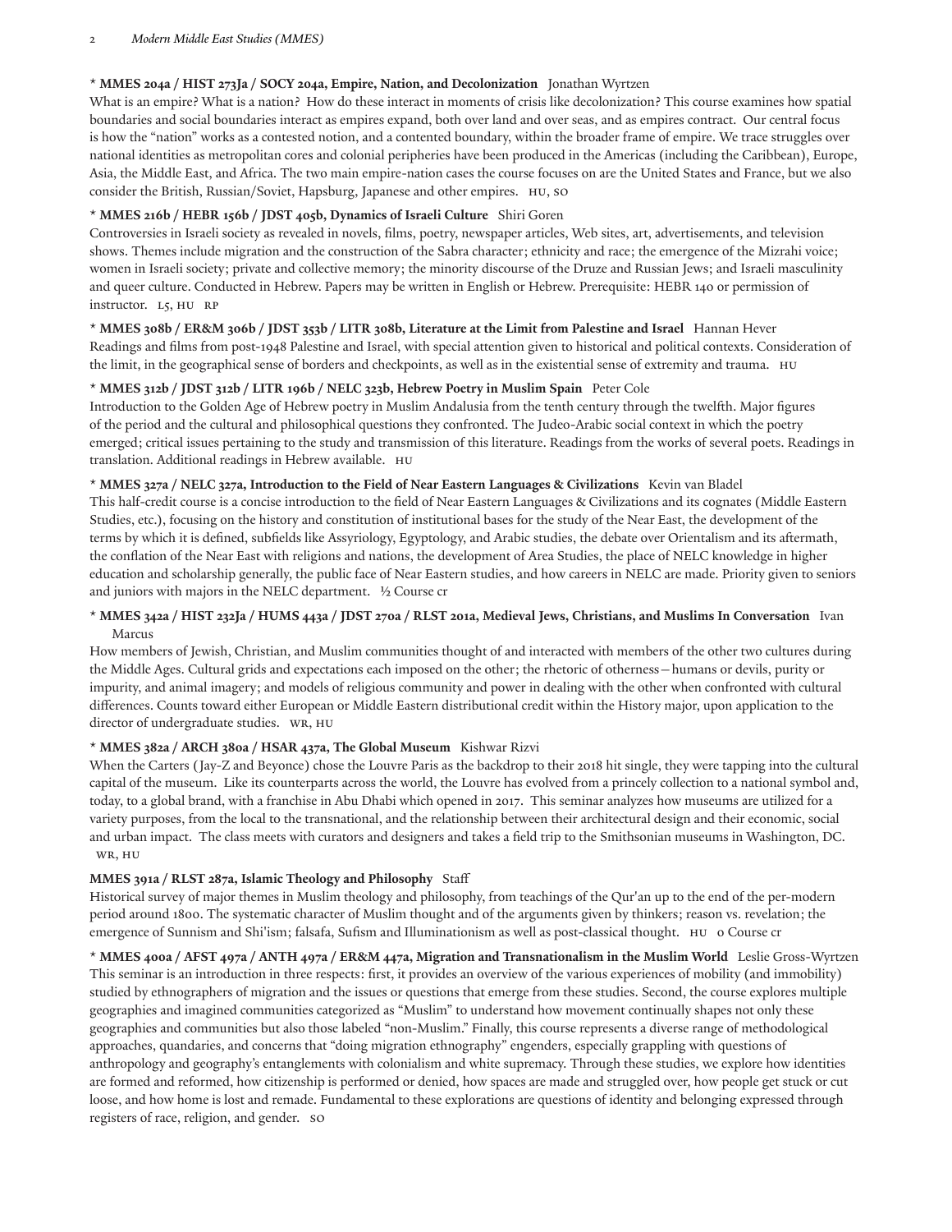**\* MMES 204a / HIST 273Ja / SOCY 204a, Empire, Nation, and Decolonization** Jonathan Wyrtzen
What is an empire? What is a nation? How do these interact in moments of crisis like decolonization? This course examines how spatial boundaries and social boundaries interact as empires expand, both over land and over seas, and as empires contract. Our central focus is how the "nation" works as a contested notion, and a contented boundary, within the broader frame of empire. We trace struggles over national identities as metropolitan cores and colonial peripheries have been produced in the Americas (including the Caribbean), Europe, Asia, the Middle East, and Africa. The two main empire-nation cases the course focuses on are the United States and France, but we also consider the British, Russian/Soviet, Hapsburg, Japanese and other empires. HU, SO

**\* MMES 216b / HEBR 156b / JDST 405b, Dynamics of Israeli Culture** Shiri Goren
Controversies in Israeli society as revealed in novels, films, poetry, newspaper articles, Web sites, art, advertisements, and television shows. Themes include migration and the construction of the Sabra character; ethnicity and race; the emergence of the Mizrahi voice; women in Israeli society; private and collective memory; the minority discourse of the Druze and Russian Jews; and Israeli masculinity and queer culture. Conducted in Hebrew. Papers may be written in English or Hebrew. Prerequisite: HEBR 140 or permission of instructor. L5, HU RP

**\* MMES 308b / ER&M 306b / JDST 353b / LITR 308b, Literature at the Limit from Palestine and Israel** Hannan Hever
Readings and films from post-1948 Palestine and Israel, with special attention given to historical and political contexts. Consideration of the limit, in the geographical sense of borders and checkpoints, as well as in the existential sense of extremity and trauma. HU

**\* MMES 312b / JDST 312b / LITR 196b / NELC 323b, Hebrew Poetry in Muslim Spain** Peter Cole
Introduction to the Golden Age of Hebrew poetry in Muslim Andalusia from the tenth century through the twelfth. Major figures of the period and the cultural and philosophical questions they confronted. The Judeo-Arabic social context in which the poetry emerged; critical issues pertaining to the study and transmission of this literature. Readings from the works of several poets. Readings in translation. Additional readings in Hebrew available. HU

**\* MMES 327a / NELC 327a, Introduction to the Field of Near Eastern Languages & Civilizations** Kevin van Bladel
This half-credit course is a concise introduction to the field of Near Eastern Languages & Civilizations and its cognates (Middle Eastern Studies, etc.), focusing on the history and constitution of institutional bases for the study of the Near East, the development of the terms by which it is defined, subfields like Assyriology, Egyptology, and Arabic studies, the debate over Orientalism and its aftermath, the conflation of the Near East with religions and nations, the development of Area Studies, the place of NELC knowledge in higher education and scholarship generally, the public face of Near Eastern studies, and how careers in NELC are made. Priority given to seniors and juniors with majors in the NELC department. ½ Course cr

**\* MMES 342a / HIST 232Ja / HUMS 443a / JDST 270a / RLST 201a, Medieval Jews, Christians, and Muslims In Conversation** Ivan Marcus
How members of Jewish, Christian, and Muslim communities thought of and interacted with members of the other two cultures during the Middle Ages. Cultural grids and expectations each imposed on the other; the rhetoric of otherness—humans or devils, purity or impurity, and animal imagery; and models of religious community and power in dealing with the other when confronted with cultural differences. Counts toward either European or Middle Eastern distributional credit within the History major, upon application to the director of undergraduate studies. WR, HU

**\* MMES 382a / ARCH 380a / HSAR 437a, The Global Museum** Kishwar Rizvi
When the Carters (Jay-Z and Beyonce) chose the Louvre Paris as the backdrop to their 2018 hit single, they were tapping into the cultural capital of the museum. Like its counterparts across the world, the Louvre has evolved from a princely collection to a national symbol and, today, to a global brand, with a franchise in Abu Dhabi which opened in 2017. This seminar analyzes how museums are utilized for a variety purposes, from the local to the transnational, and the relationship between their architectural design and their economic, social and urban impact. The class meets with curators and designers and takes a field trip to the Smithsonian museums in Washington, DC. WR, HU

**MMES 391a / RLST 287a, Islamic Theology and Philosophy** Staff
Historical survey of major themes in Muslim theology and philosophy, from teachings of the Qur'an up to the end of the per-modern period around 1800. The systematic character of Muslim thought and of the arguments given by thinkers; reason vs. revelation; the emergence of Sunnism and Shi'ism; falsafa, Sufism and Illuminationism as well as post-classical thought. HU 0 Course cr

**\* MMES 400a / AFST 497a / ANTH 497a / ER&M 447a, Migration and Transnationalism in the Muslim World** Leslie Gross-Wyrtzen
This seminar is an introduction in three respects: first, it provides an overview of the various experiences of mobility (and immobility) studied by ethnographers of migration and the issues or questions that emerge from these studies. Second, the course explores multiple geographies and imagined communities categorized as "Muslim" to understand how movement continually shapes not only these geographies and communities but also those labeled "non-Muslim." Finally, this course represents a diverse range of methodological approaches, quandaries, and concerns that "doing migration ethnography" engenders, especially grappling with questions of anthropology and geography's entanglements with colonialism and white supremacy. Through these studies, we explore how identities are formed and reformed, how citizenship is performed or denied, how spaces are made and struggled over, how people get stuck or cut loose, and how home is lost and remade. Fundamental to these explorations are questions of identity and belonging expressed through registers of race, religion, and gender. SO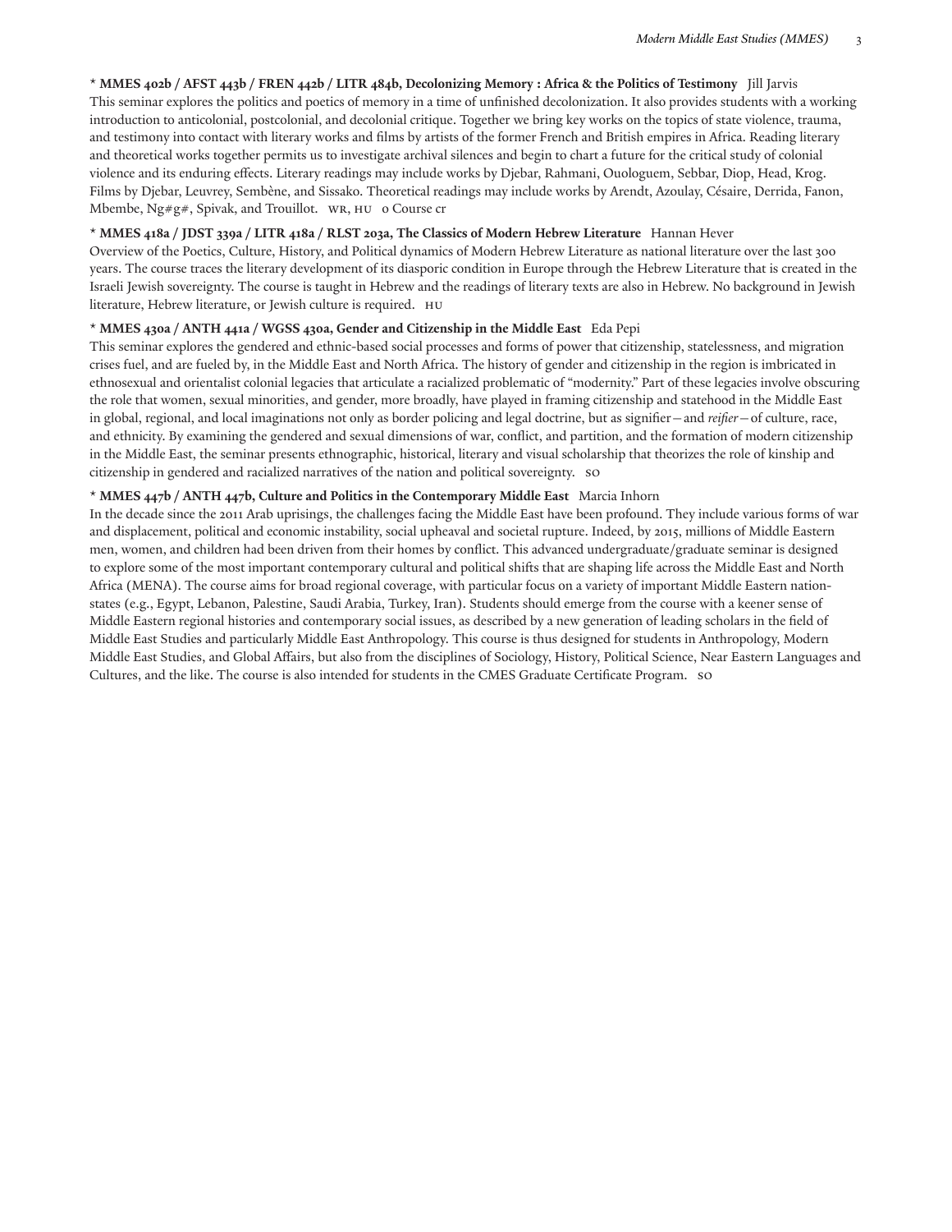**\* MMES 402b / AFST 443b / FREN 442b / LITR 484b, Decolonizing Memory : Africa & the Politics of Testimony** Jill Jarvis
This seminar explores the politics and poetics of memory in a time of unfinished decolonization. It also provides students with a working introduction to anticolonial, postcolonial, and decolonial critique. Together we bring key works on the topics of state violence, trauma, and testimony into contact with literary works and films by artists of the former French and British empires in Africa. Reading literary and theoretical works together permits us to investigate archival silences and begin to chart a future for the critical study of colonial violence and its enduring effects. Literary readings may include works by Djebar, Rahmani, Ouologuem, Sebbar, Diop, Head, Krog. Films by Djebar, Leuvrey, Sembène, and Sissako. Theoretical readings may include works by Arendt, Azoulay, Césaire, Derrida, Fanon, Mbembe, Ng#g#, Spivak, and Trouillot. WR, HU 0 Course cr

**\* MMES 418a / JDST 339a / LITR 418a / RLST 203a, The Classics of Modern Hebrew Literature** Hannan Hever
Overview of the Poetics, Culture, History, and Political dynamics of Modern Hebrew Literature as national literature over the last 300 years. The course traces the literary development of its diasporic condition in Europe through the Hebrew Literature that is created in the Israeli Jewish sovereignty. The course is taught in Hebrew and the readings of literary texts are also in Hebrew. No background in Jewish literature, Hebrew literature, or Jewish culture is required. HU

**\* MMES 430a / ANTH 441a / WGSS 430a, Gender and Citizenship in the Middle East** Eda Pepi
This seminar explores the gendered and ethnic-based social processes and forms of power that citizenship, statelessness, and migration crises fuel, and are fueled by, in the Middle East and North Africa. The history of gender and citizenship in the region is imbricated in ethnosexual and orientalist colonial legacies that articulate a racialized problematic of "modernity." Part of these legacies involve obscuring the role that women, sexual minorities, and gender, more broadly, have played in framing citizenship and statehood in the Middle East in global, regional, and local imaginations not only as border policing and legal doctrine, but as signifier—and *reifier*—of culture, race, and ethnicity. By examining the gendered and sexual dimensions of war, conflict, and partition, and the formation of modern citizenship in the Middle East, the seminar presents ethnographic, historical, literary and visual scholarship that theorizes the role of kinship and citizenship in gendered and racialized narratives of the nation and political sovereignty. SO

**\* MMES 447b / ANTH 447b, Culture and Politics in the Contemporary Middle East** Marcia Inhorn
In the decade since the 2011 Arab uprisings, the challenges facing the Middle East have been profound. They include various forms of war and displacement, political and economic instability, social upheaval and societal rupture. Indeed, by 2015, millions of Middle Eastern men, women, and children had been driven from their homes by conflict. This advanced undergraduate/graduate seminar is designed to explore some of the most important contemporary cultural and political shifts that are shaping life across the Middle East and North Africa (MENA). The course aims for broad regional coverage, with particular focus on a variety of important Middle Eastern nation-states (e.g., Egypt, Lebanon, Palestine, Saudi Arabia, Turkey, Iran). Students should emerge from the course with a keener sense of Middle Eastern regional histories and contemporary social issues, as described by a new generation of leading scholars in the field of Middle East Studies and particularly Middle East Anthropology. This course is thus designed for students in Anthropology, Modern Middle East Studies, and Global Affairs, but also from the disciplines of Sociology, History, Political Science, Near Eastern Languages and Cultures, and the like. The course is also intended for students in the CMES Graduate Certificate Program. SO